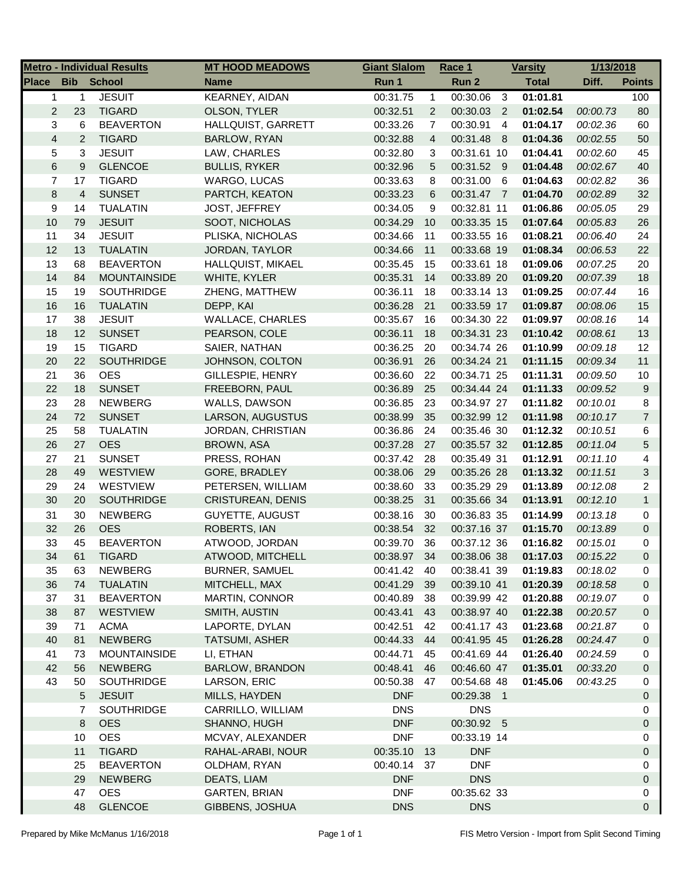| Metro - Individual Results | | | MT HOOD MEADOWS | Giant Slalom | | Race 1 | | Varsity | 1/13/2018 | |
|---|---|---|---|---|---|---|---|---|---|---|
| Place | Bib | School | Name | Run 1 | | Run 2 | | Total | Diff. | Points |
| 1 | 1 | JESUIT | KEARNEY, AIDAN | 00:31.75 | 1 | 00:30.06 | 3 | 01:01.81 | | 100 |
| 2 | 23 | TIGARD | OLSON, TYLER | 00:32.51 | 2 | 00:30.03 | 2 | 01:02.54 | 00:00.73 | 80 |
| 3 | 6 | BEAVERTON | HALLQUIST, GARRETT | 00:33.26 | 7 | 00:30.91 | 4 | 01:04.17 | 00:02.36 | 60 |
| 4 | 2 | TIGARD | BARLOW, RYAN | 00:32.88 | 4 | 00:31.48 | 8 | 01:04.36 | 00:02.55 | 50 |
| 5 | 3 | JESUIT | LAW, CHARLES | 00:32.80 | 3 | 00:31.61 | 10 | 01:04.41 | 00:02.60 | 45 |
| 6 | 9 | GLENCOE | BULLIS, RYKER | 00:32.96 | 5 | 00:31.52 | 9 | 01:04.48 | 00:02.67 | 40 |
| 7 | 17 | TIGARD | WARGO, LUCAS | 00:33.63 | 8 | 00:31.00 | 6 | 01:04.63 | 00:02.82 | 36 |
| 8 | 4 | SUNSET | PARTCH, KEATON | 00:33.23 | 6 | 00:31.47 | 7 | 01:04.70 | 00:02.89 | 32 |
| 9 | 14 | TUALATIN | JOST, JEFFREY | 00:34.05 | 9 | 00:32.81 | 11 | 01:06.86 | 00:05.05 | 29 |
| 10 | 79 | JESUIT | SOOT, NICHOLAS | 00:34.29 | 10 | 00:33.35 | 15 | 01:07.64 | 00:05.83 | 26 |
| 11 | 34 | JESUIT | PLISKA, NICHOLAS | 00:34.66 | 11 | 00:33.55 | 16 | 01:08.21 | 00:06.40 | 24 |
| 12 | 13 | TUALATIN | JORDAN, TAYLOR | 00:34.66 | 11 | 00:33.68 | 19 | 01:08.34 | 00:06.53 | 22 |
| 13 | 68 | BEAVERTON | HALLQUIST, MIKAEL | 00:35.45 | 15 | 00:33.61 | 18 | 01:09.06 | 00:07.25 | 20 |
| 14 | 84 | MOUNTAINSIDE | WHITE, KYLER | 00:35.31 | 14 | 00:33.89 | 20 | 01:09.20 | 00:07.39 | 18 |
| 15 | 19 | SOUTHRIDGE | ZHENG, MATTHEW | 00:36.11 | 18 | 00:33.14 | 13 | 01:09.25 | 00:07.44 | 16 |
| 16 | 16 | TUALATIN | DEPP, KAI | 00:36.28 | 21 | 00:33.59 | 17 | 01:09.87 | 00:08.06 | 15 |
| 17 | 38 | JESUIT | WALLACE, CHARLES | 00:35.67 | 16 | 00:34.30 | 22 | 01:09.97 | 00:08.16 | 14 |
| 18 | 12 | SUNSET | PEARSON, COLE | 00:36.11 | 18 | 00:34.31 | 23 | 01:10.42 | 00:08.61 | 13 |
| 19 | 15 | TIGARD | SAIER, NATHAN | 00:36.25 | 20 | 00:34.74 | 26 | 01:10.99 | 00:09.18 | 12 |
| 20 | 22 | SOUTHRIDGE | JOHNSON, COLTON | 00:36.91 | 26 | 00:34.24 | 21 | 01:11.15 | 00:09.34 | 11 |
| 21 | 36 | OES | GILLESPIE, HENRY | 00:36.60 | 22 | 00:34.71 | 25 | 01:11.31 | 00:09.50 | 10 |
| 22 | 18 | SUNSET | FREEBORN, PAUL | 00:36.89 | 25 | 00:34.44 | 24 | 01:11.33 | 00:09.52 | 9 |
| 23 | 28 | NEWBERG | WALLS, DAWSON | 00:36.85 | 23 | 00:34.97 | 27 | 01:11.82 | 00:10.01 | 8 |
| 24 | 72 | SUNSET | LARSON, AUGUSTUS | 00:38.99 | 35 | 00:32.99 | 12 | 01:11.98 | 00:10.17 | 7 |
| 25 | 58 | TUALATIN | JORDAN, CHRISTIAN | 00:36.86 | 24 | 00:35.46 | 30 | 01:12.32 | 00:10.51 | 6 |
| 26 | 27 | OES | BROWN, ASA | 00:37.28 | 27 | 00:35.57 | 32 | 01:12.85 | 00:11.04 | 5 |
| 27 | 21 | SUNSET | PRESS, ROHAN | 00:37.42 | 28 | 00:35.49 | 31 | 01:12.91 | 00:11.10 | 4 |
| 28 | 49 | WESTVIEW | GORE, BRADLEY | 00:38.06 | 29 | 00:35.26 | 28 | 01:13.32 | 00:11.51 | 3 |
| 29 | 24 | WESTVIEW | PETERSEN, WILLIAM | 00:38.60 | 33 | 00:35.29 | 29 | 01:13.89 | 00:12.08 | 2 |
| 30 | 20 | SOUTHRIDGE | CRISTUREAN, DENIS | 00:38.25 | 31 | 00:35.66 | 34 | 01:13.91 | 00:12.10 | 1 |
| 31 | 30 | NEWBERG | GUYETTE, AUGUST | 00:38.16 | 30 | 00:36.83 | 35 | 01:14.99 | 00:13.18 | 0 |
| 32 | 26 | OES | ROBERTS, IAN | 00:38.54 | 32 | 00:37.16 | 37 | 01:15.70 | 00:13.89 | 0 |
| 33 | 45 | BEAVERTON | ATWOOD, JORDAN | 00:39.70 | 36 | 00:37.12 | 36 | 01:16.82 | 00:15.01 | 0 |
| 34 | 61 | TIGARD | ATWOOD, MITCHELL | 00:38.97 | 34 | 00:38.06 | 38 | 01:17.03 | 00:15.22 | 0 |
| 35 | 63 | NEWBERG | BURNER, SAMUEL | 00:41.42 | 40 | 00:38.41 | 39 | 01:19.83 | 00:18.02 | 0 |
| 36 | 74 | TUALATIN | MITCHELL, MAX | 00:41.29 | 39 | 00:39.10 | 41 | 01:20.39 | 00:18.58 | 0 |
| 37 | 31 | BEAVERTON | MARTIN, CONNOR | 00:40.89 | 38 | 00:39.99 | 42 | 01:20.88 | 00:19.07 | 0 |
| 38 | 87 | WESTVIEW | SMITH, AUSTIN | 00:43.41 | 43 | 00:38.97 | 40 | 01:22.38 | 00:20.57 | 0 |
| 39 | 71 | ACMA | LAPORTE, DYLAN | 00:42.51 | 42 | 00:41.17 | 43 | 01:23.68 | 00:21.87 | 0 |
| 40 | 81 | NEWBERG | TATSUMI, ASHER | 00:44.33 | 44 | 00:41.95 | 45 | 01:26.28 | 00:24.47 | 0 |
| 41 | 73 | MOUNTAINSIDE | LI, ETHAN | 00:44.71 | 45 | 00:41.69 | 44 | 01:26.40 | 00:24.59 | 0 |
| 42 | 56 | NEWBERG | BARLOW, BRANDON | 00:48.41 | 46 | 00:46.60 | 47 | 01:35.01 | 00:33.20 | 0 |
| 43 | 50 | SOUTHRIDGE | LARSON, ERIC | 00:50.38 | 47 | 00:54.68 | 48 | 01:45.06 | 00:43.25 | 0 |
| | 5 | JESUIT | MILLS, HAYDEN | DNF | | 00:29.38 | 1 | | | 0 |
| | 7 | SOUTHRIDGE | CARRILLO, WILLIAM | DNS | | DNS | | | | 0 |
| | 8 | OES | SHANNO, HUGH | DNF | | 00:30.92 | 5 | | | 0 |
| | 10 | OES | MCVAY, ALEXANDER | DNF | | 00:33.19 | 14 | | | 0 |
| | 11 | TIGARD | RAHAL-ARABI, NOUR | 00:35.10 | 13 | DNF | | | | 0 |
| | 25 | BEAVERTON | OLDHAM, RYAN | 00:40.14 | 37 | DNF | | | | 0 |
| | 29 | NEWBERG | DEATS, LIAM | DNF | | DNS | | | | 0 |
| | 47 | OES | GARTEN, BRIAN | DNF | | 00:35.62 | 33 | | | 0 |
| | 48 | GLENCOE | GIBBENS, JOSHUA | DNS | | DNS | | | | 0 |

Prepared by Mike McManus 1/16/2018 FIS Metro Version - Import from Split Second Timing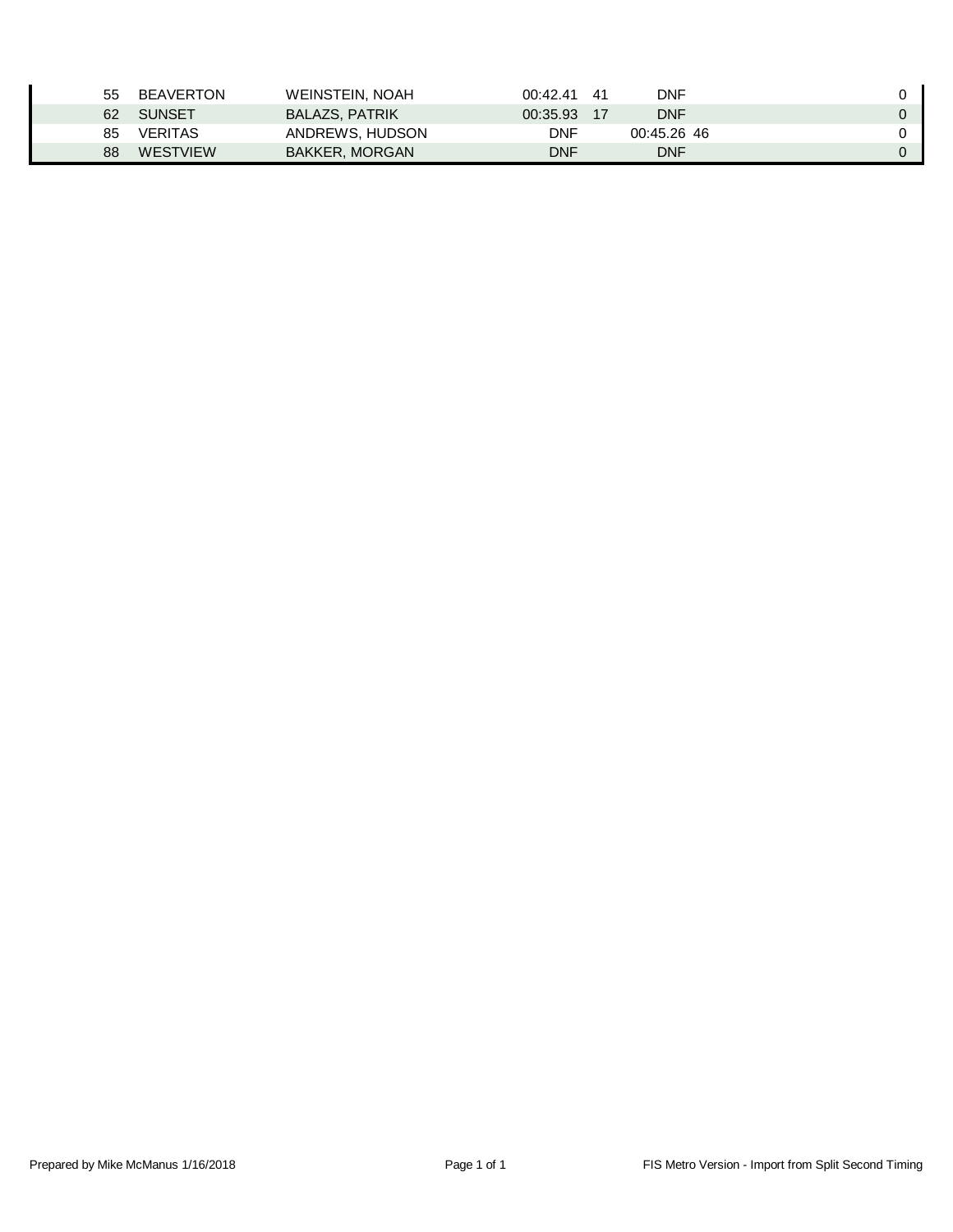| | | | | | | | |
|---|---|---|---|---|---|---|---|
| 55 | BEAVERTON | WEINSTEIN, NOAH | 00:42.41 | 41 | DNF | | 0 |
| 62 | SUNSET | BALAZS, PATRIK | 00:35.93 | 17 | DNF | | 0 |
| 85 | VERITAS | ANDREWS, HUDSON | DNF | | 00:45.26 | 46 | 0 |
| 88 | WESTVIEW | BAKKER, MORGAN | DNF | | DNF | | 0 |

Prepared by Mike McManus 1/16/2018

FIS Metro Version - Import from Split Second Timing